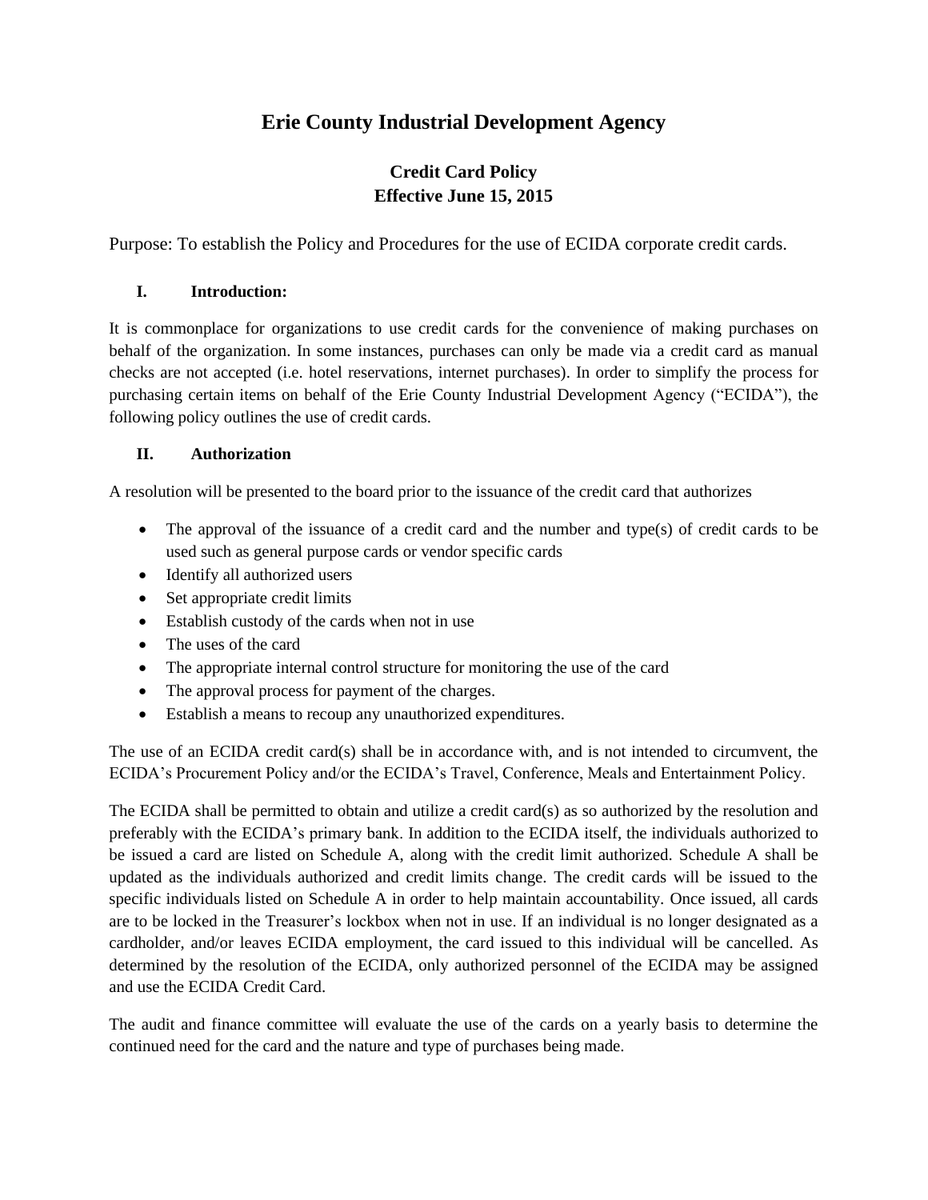# Erie County Industrial Development Agency

## Credit Card Policy
## Effective June 15, 2015

Purpose: To establish the Policy and Procedures for the use of ECIDA corporate credit cards.

### I. Introduction:

It is commonplace for organizations to use credit cards for the convenience of making purchases on behalf of the organization. In some instances, purchases can only be made via a credit card as manual checks are not accepted (i.e. hotel reservations, internet purchases). In order to simplify the process for purchasing certain items on behalf of the Erie County Industrial Development Agency ("ECIDA"), the following policy outlines the use of credit cards.

### II. Authorization

A resolution will be presented to the board prior to the issuance of the credit card that authorizes

- The approval of the issuance of a credit card and the number and type(s) of credit cards to be used such as general purpose cards or vendor specific cards
- Identify all authorized users
- Set appropriate credit limits
- Establish custody of the cards when not in use
- The uses of the card
- The appropriate internal control structure for monitoring the use of the card
- The approval process for payment of the charges.
- Establish a means to recoup any unauthorized expenditures.

The use of an ECIDA credit card(s) shall be in accordance with, and is not intended to circumvent, the ECIDA's Procurement Policy and/or the ECIDA's Travel, Conference, Meals and Entertainment Policy.

The ECIDA shall be permitted to obtain and utilize a credit card(s) as so authorized by the resolution and preferably with the ECIDA's primary bank. In addition to the ECIDA itself, the individuals authorized to be issued a card are listed on Schedule A, along with the credit limit authorized. Schedule A shall be updated as the individuals authorized and credit limits change. The credit cards will be issued to the specific individuals listed on Schedule A in order to help maintain accountability. Once issued, all cards are to be locked in the Treasurer's lockbox when not in use. If an individual is no longer designated as a cardholder, and/or leaves ECIDA employment, the card issued to this individual will be cancelled. As determined by the resolution of the ECIDA, only authorized personnel of the ECIDA may be assigned and use the ECIDA Credit Card.

The audit and finance committee will evaluate the use of the cards on a yearly basis to determine the continued need for the card and the nature and type of purchases being made.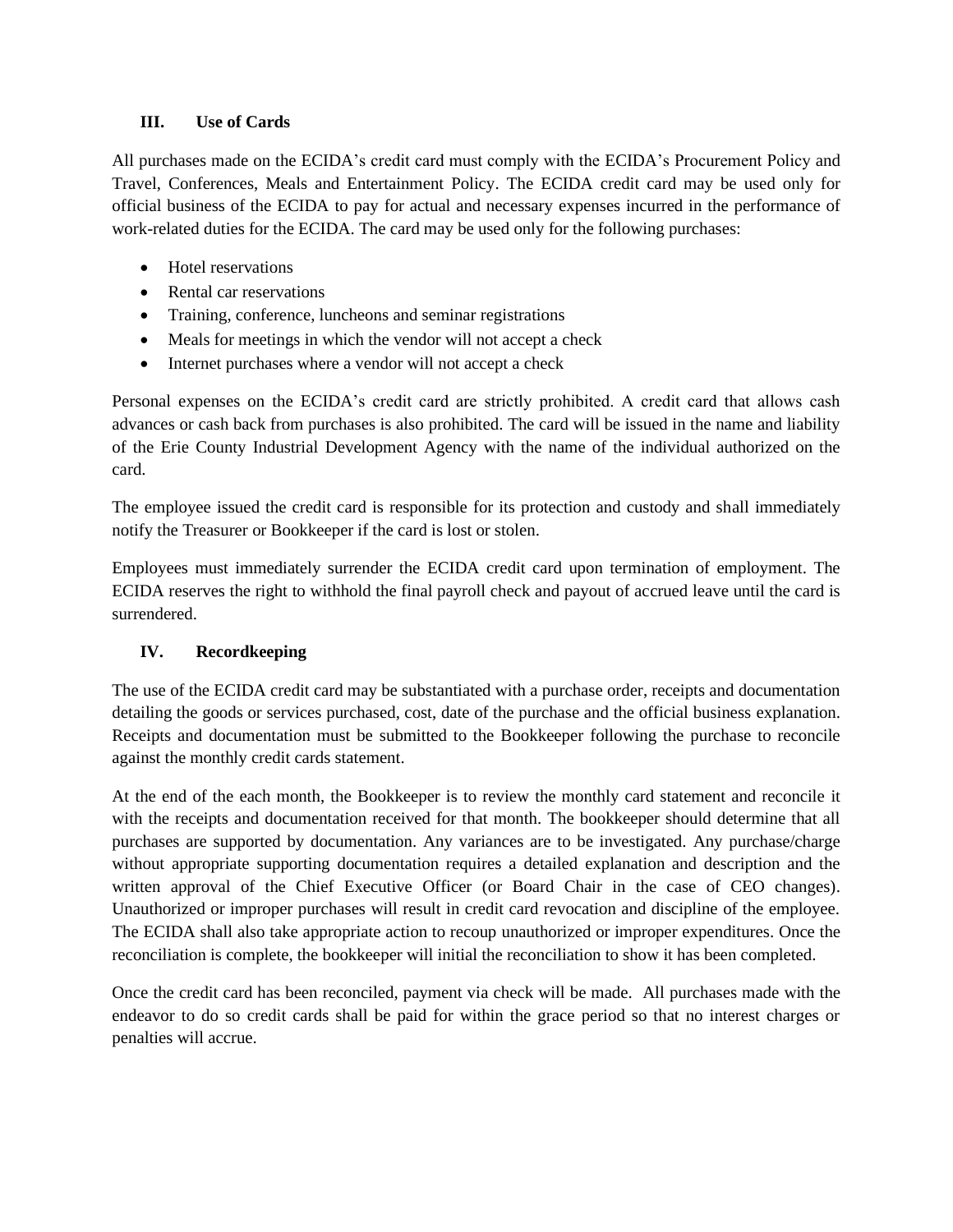## III. Use of Cards

All purchases made on the ECIDA's credit card must comply with the ECIDA's Procurement Policy and Travel, Conferences, Meals and Entertainment Policy. The ECIDA credit card may be used only for official business of the ECIDA to pay for actual and necessary expenses incurred in the performance of work-related duties for the ECIDA. The card may be used only for the following purchases:

- Hotel reservations
- Rental car reservations
- Training, conference, luncheons and seminar registrations
- Meals for meetings in which the vendor will not accept a check
- Internet purchases where a vendor will not accept a check

Personal expenses on the ECIDA's credit card are strictly prohibited. A credit card that allows cash advances or cash back from purchases is also prohibited. The card will be issued in the name and liability of the Erie County Industrial Development Agency with the name of the individual authorized on the card.

The employee issued the credit card is responsible for its protection and custody and shall immediately notify the Treasurer or Bookkeeper if the card is lost or stolen.

Employees must immediately surrender the ECIDA credit card upon termination of employment. The ECIDA reserves the right to withhold the final payroll check and payout of accrued leave until the card is surrendered.

## IV. Recordkeeping

The use of the ECIDA credit card may be substantiated with a purchase order, receipts and documentation detailing the goods or services purchased, cost, date of the purchase and the official business explanation. Receipts and documentation must be submitted to the Bookkeeper following the purchase to reconcile against the monthly credit cards statement.

At the end of the each month, the Bookkeeper is to review the monthly card statement and reconcile it with the receipts and documentation received for that month. The bookkeeper should determine that all purchases are supported by documentation. Any variances are to be investigated. Any purchase/charge without appropriate supporting documentation requires a detailed explanation and description and the written approval of the Chief Executive Officer (or Board Chair in the case of CEO changes). Unauthorized or improper purchases will result in credit card revocation and discipline of the employee. The ECIDA shall also take appropriate action to recoup unauthorized or improper expenditures. Once the reconciliation is complete, the bookkeeper will initial the reconciliation to show it has been completed.

Once the credit card has been reconciled, payment via check will be made. All purchases made with the endeavor to do so credit cards shall be paid for within the grace period so that no interest charges or penalties will accrue.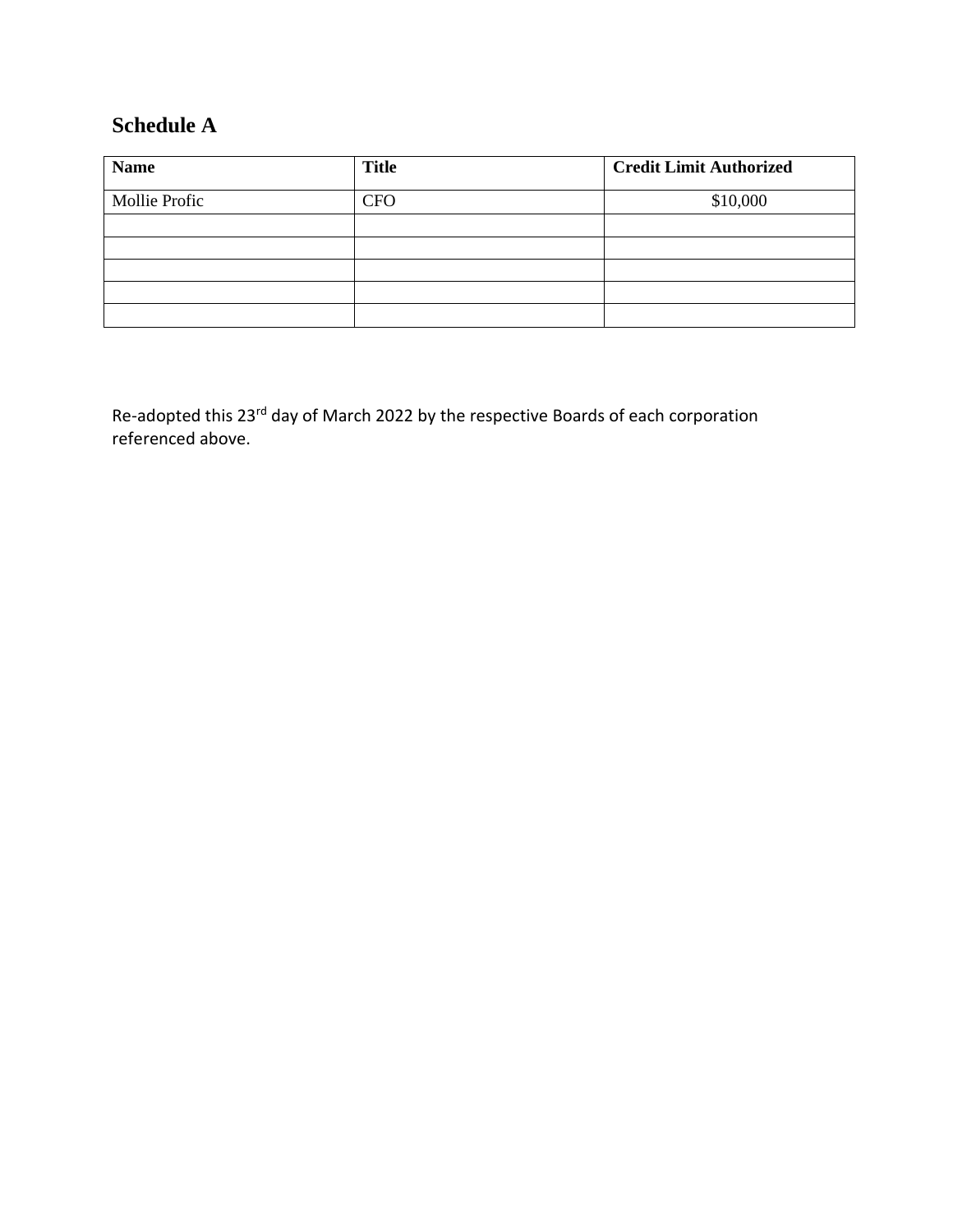## Schedule A

| Name | Title | Credit Limit Authorized |
|---|---|---|
| Mollie Profic | CFO | $10,000 |
| | | |
| | | |
| | | |
| | | |
| | | |

Re-adopted this 23rd day of March 2022 by the respective Boards of each corporation referenced above.